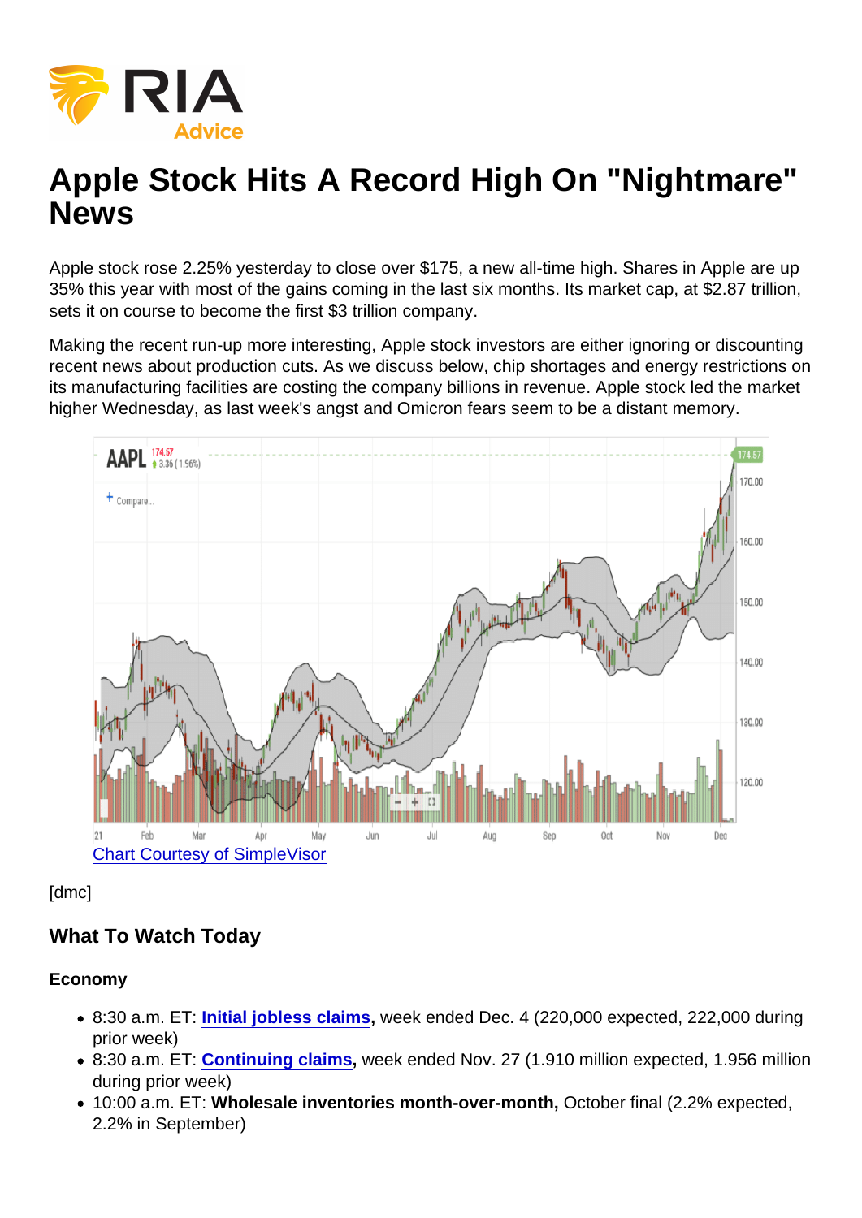# Apple Stock Hits A Record High On "Nightmare" News

Apple stock rose 2.25% yesterday to close over $175, a new all-time high. Shares in Apple are up 35% this year with most of the gains coming in the last six months. Its market cap, at $2.87 trillion, sets it on course to become the first $3 trillion company.

Making the recent run-up more interesting, Apple stock investors are either ignoring or discounting recent news about production cuts. As we discuss below, chip shortages and energy restrictions on its manufacturing facilities are costing the company billions in revenue. Apple stock led the market higher Wednesday, as last week's angst and Omicron fears seem to be a distant memory.

Chart Courtesy of SimpleVisor

[dmc]

## What To Watch Today

### Economy

- 8:30 a.m. ET: **Initial jobless claims,** week ended Dec. 4 (220,000 expected, 222,000 during prior week)
- 8:30 a.m. ET: **Continuing claims,** week ended Nov. 27 (1.910 million expected, 1.956 million during prior week)
- 10:00 a.m. ET: **Wholesale inventories month-over-month,** October final (2.2% expected, 2.2% in September)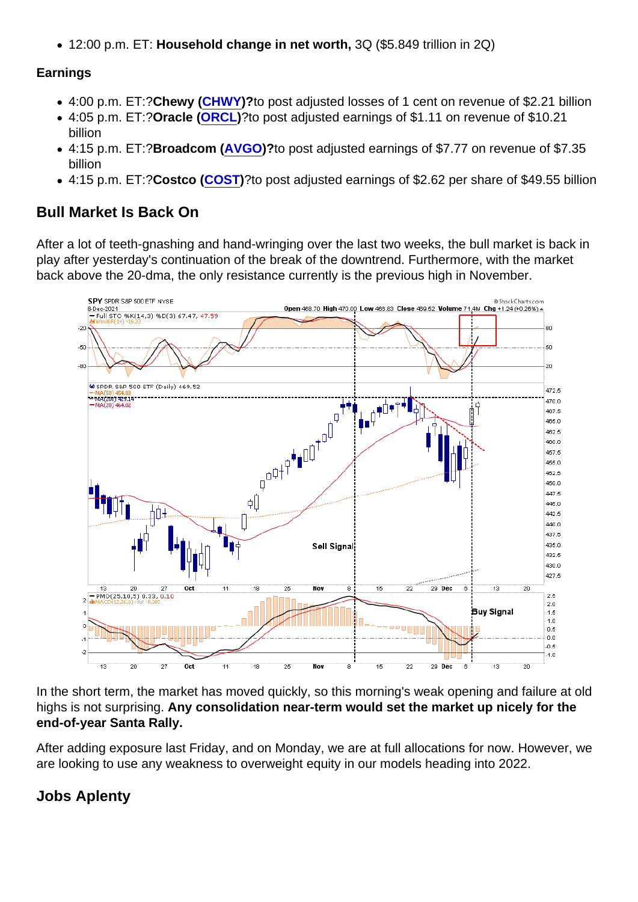- 12:00 p.m. ET: **Household change in net worth,** 3Q ($5.849 trillion in 2Q)

**Earnings**

- 4:00 p.m. ET:?**Chewy (CHWY)?**to post adjusted losses of 1 cent on revenue of $2.21 billion
- 4:05 p.m. ET:?**Oracle (ORCL)**?to post adjusted earnings of $1.11 on revenue of $10.21 billion
- 4:15 p.m. ET:?**Broadcom (AVGO)?**to post adjusted earnings of $7.77 on revenue of $7.35 billion
- 4:15 p.m. ET:?**Costco (COST)**?to post adjusted earnings of $2.62 per share of $49.55 billion

## Bull Market Is Back On

After a lot of teeth-gnashing and hand-wringing over the last two weeks, the bull market is back in play after yesterday's continuation of the break of the downtrend. Furthermore, with the market back above the 20-dma, the only resistance currently is the previous high in November.

In the short term, the market has moved quickly, so this morning's weak opening and failure at old highs is not surprising. **Any consolidation near-term would set the market up nicely for the end-of-year Santa Rally.**

After adding exposure last Friday, and on Monday, we are at full allocations for now. However, we are looking to use any weakness to overweight equity in our models heading into 2022.

## Jobs Aplenty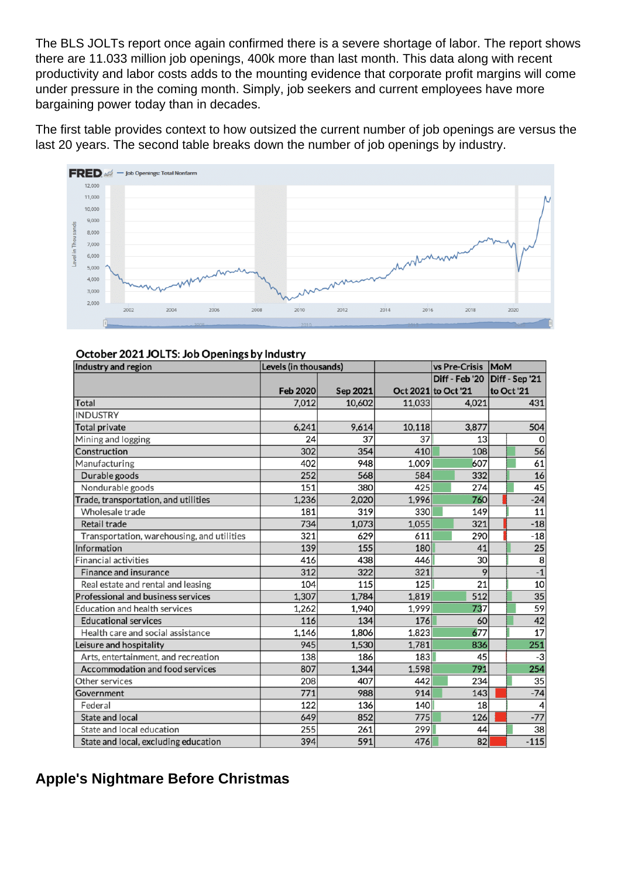The BLS JOLTs report once again confirmed there is a severe shortage of labor. The report shows there are 11.033 million job openings, 400k more than last month. This data along with recent productivity and labor costs adds to the mounting evidence that corporate profit margins will come under pressure in the coming month. Simply, job seekers and current employees have more bargaining power today than in decades.

The first table provides context to how outsized the current number of job openings are versus the last 20 years. The second table breaks down the number of job openings by industry.

**October 2021 JOLTS: Job Openings by Industry**

| Industry and region | Levels (in thousands) | | | vs Pre-Crisis | MoM |
|---|---|---|---|---|---|
| | Feb 2020 | Sep 2021 | Oct 2021 | Diff - Feb '20 to Oct '21 | Diff - Sep '21 to Oct '21 |
| Total | 7,012 | 10,602 | 11,033 | 4,021 | 431 |
| INDUSTRY | | | | | |
| Total private | 6,241 | 9,614 | 10,118 | 3,877 | 504 |
| Mining and logging | 24 | 37 | 37 | 13 | 0 |
| Construction | 302 | 354 | 410 | 108 | 56 |
| Manufacturing | 402 | 948 | 1,009 | 607 | 61 |
| Durable goods | 252 | 568 | 584 | 332 | 16 |
| Nondurable goods | 151 | 380 | 425 | 274 | 45 |
| Trade, transportation, and utilities | 1,236 | 2,020 | 1,996 | 760 | -24 |
| Wholesale trade | 181 | 319 | 330 | 149 | 11 |
| Retail trade | 734 | 1,073 | 1,055 | 321 | -18 |
| Transportation, warehousing, and utilities | 321 | 629 | 611 | 290 | -18 |
| Information | 139 | 155 | 180 | 41 | 25 |
| Financial activities | 416 | 438 | 446 | 30 | 8 |
| Finance and insurance | 312 | 322 | 321 | 9 | -1 |
| Real estate and rental and leasing | 104 | 115 | 125 | 21 | 10 |
| Professional and business services | 1,307 | 1,784 | 1,819 | 512 | 35 |
| Education and health services | 1,262 | 1,940 | 1,999 | 737 | 59 |
| Educational services | 116 | 134 | 176 | 60 | 42 |
| Health care and social assistance | 1,146 | 1,806 | 1,823 | 677 | 17 |
| Leisure and hospitality | 945 | 1,530 | 1,781 | 836 | 251 |
| Arts, entertainment, and recreation | 138 | 186 | 183 | 45 | -3 |
| Accommodation and food services | 807 | 1,344 | 1,598 | 791 | 254 |
| Other services | 208 | 407 | 442 | 234 | 35 |
| Government | 771 | 988 | 914 | 143 | -74 |
| Federal | 122 | 136 | 140 | 18 | 4 |
| State and local | 649 | 852 | 775 | 126 | -77 |
| State and local education | 255 | 261 | 299 | 44 | 38 |
| State and local, excluding education | 394 | 591 | 476 | 82 | -115 |

## Apple's Nightmare Before Christmas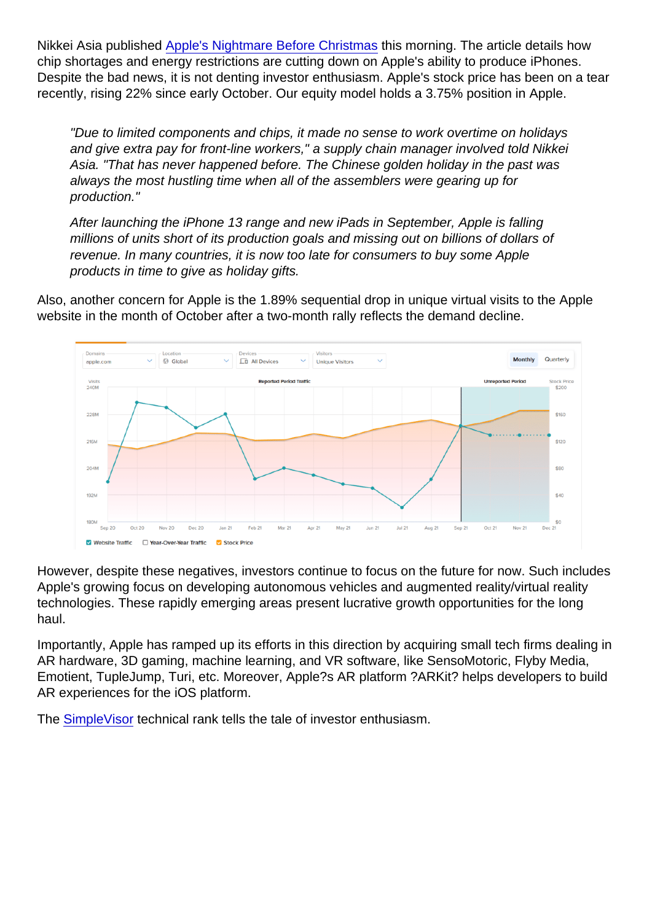Nikkei Asia published [Apple's Nightmare Before Christmas] this morning. The article details how chip shortages and energy restrictions are cutting down on Apple's ability to produce iPhones. Despite the bad news, it is not denting investor enthusiasm. Apple's stock price has been on a tear recently, rising 22% since early October. Our equity model holds a 3.75% position in Apple.

> *"Due to limited components and chips, it made no sense to work overtime on holidays and give extra pay for front-line workers," a supply chain manager involved told Nikkei Asia. "That has never happened before. The Chinese golden holiday in the past was always the most hustling time when all of the assemblers were gearing up for production."*
>
> *After launching the iPhone 13 range and new iPads in September, Apple is falling millions of units short of its production goals and missing out on billions of dollars of revenue. In many countries, it is now too late for consumers to buy some Apple products in time to give as holiday gifts.*

Also, another concern for Apple is the 1.89% sequential drop in unique virtual visits to the Apple website in the month of October after a two-month rally reflects the demand decline.

However, despite these negatives, investors continue to focus on the future for now. Such includes Apple's growing focus on developing autonomous vehicles and augmented reality/virtual reality technologies. These rapidly emerging areas present lucrative growth opportunities for the long haul.

Importantly, Apple has ramped up its efforts in this direction by acquiring small tech firms dealing in AR hardware, 3D gaming, machine learning, and VR software, like SensoMotoric, Flyby Media, Emotient, TupleJump, Turi, etc. Moreover, Apple?s AR platform ?ARKit? helps developers to build AR experiences for the iOS platform.

The SimpleVisor technical rank tells the tale of investor enthusiasm.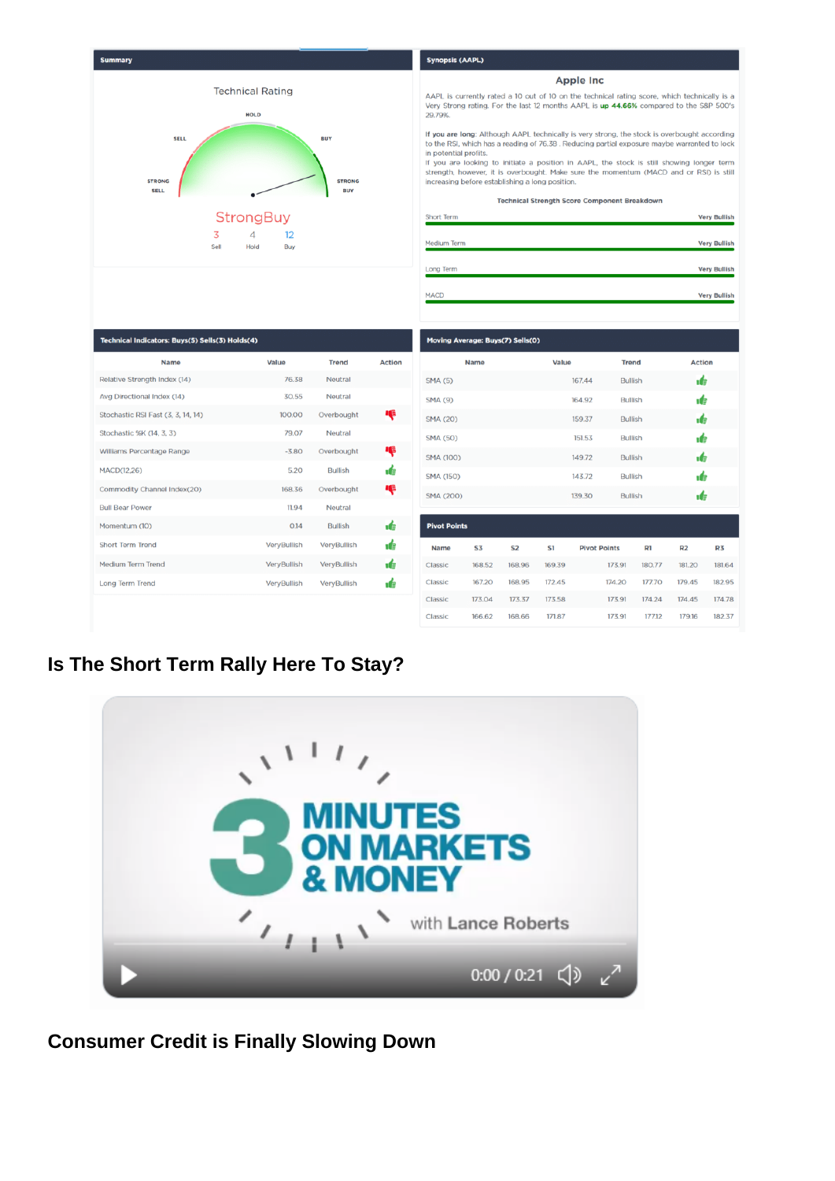**Summary**

Technical Rating

HOLD | SELL | BUY | STRONG SELL | STRONG BUY

StrongBuy

3 Sell | 4 Hold | 12 Buy

**Synopsis (AAPL)**

**Apple Inc**

AAPL is currently rated a 10 out of 10 on the technical rating score, which technically is a Very Strong rating. For the last 12 months AAPL is **up 44.66%** compared to the S&P 500's 29.79%.

**If you are long:** Although AAPL technically is very strong, the stock is overbought according to the RSI, which has a reading of 76.38 . Reducing partial exposure maybe warranted to lock in potential profits.

If you are looking to initiate a position in AAPL, the stock is still showing longer term strength, however, it is overbought. Make sure the momentum (MACD and or RSI) is still increasing before establishing a long position.

**Technical Strength Score Component Breakdown**

| Component | Rating |
|---|---|
| Short Term | Very Bullish |
| Medium Term | Very Bullish |
| Long Term | Very Bullish |
| MACD | Very Bullish |

**Technical Indicators: Buys(5) Sells(3) Holds(4)**

| Name | Value | Trend | Action |
|---|---|---|---|
| Relative Strength Index (14) | 76.38 | Neutral | |
| Avg Directional Index (14) | 30.55 | Neutral | |
| Stochastic RSI Fast (3, 3, 14, 14) | 100.00 | Overbought | Sell |
| Stochastic %K (14, 3, 3) | 79.07 | Neutral | |
| Williams Percentage Range | -3.80 | Overbought | Sell |
| MACD(12,26) | 5.20 | Bullish | Buy |
| Commodity Channel Index(20) | 168.36 | Overbought | Sell |
| Bull Bear Power | 11.94 | Neutral | |
| Momentum (10) | 0.14 | Bullish | Buy |
| Short Term Trend | VeryBullish | VeryBullish | Buy |
| Medium Term Trend | VeryBullish | VeryBullish | Buy |
| Long Term Trend | VeryBullish | VeryBullish | Buy |

**Moving Average: Buys(7) Sells(0)**

| Name | Value | Trend | Action |
|---|---|---|---|
| SMA (5) | 167.44 | Bullish | Buy |
| SMA (9) | 164.92 | Bullish | Buy |
| SMA (20) | 159.37 | Bullish | Buy |
| SMA (50) | 151.53 | Bullish | Buy |
| SMA (100) | 149.72 | Bullish | Buy |
| SMA (150) | 143.72 | Bullish | Buy |
| SMA (200) | 139.30 | Bullish | Buy |

**Pivot Points**

| Name | S3 | S2 | S1 | Pivot Points | R1 | R2 | R3 |
|---|---|---|---|---|---|---|---|
| Classic | 168.52 | 168.96 | 169.39 | 173.91 | 180.77 | 181.20 | 181.64 |
| Classic | 167.20 | 168.95 | 172.45 | 174.20 | 177.70 | 179.45 | 182.95 |
| Classic | 173.04 | 173.37 | 173.58 | 173.91 | 174.24 | 174.45 | 174.78 |
| Classic | 166.62 | 168.66 | 171.87 | 173.91 | 177.12 | 179.16 | 182.37 |

## Is The Short Term Rally Here To Stay?

3 MINUTES ON MARKETS & MONEY with Lance Roberts

0:00 / 0:21

## Consumer Credit is Finally Slowing Down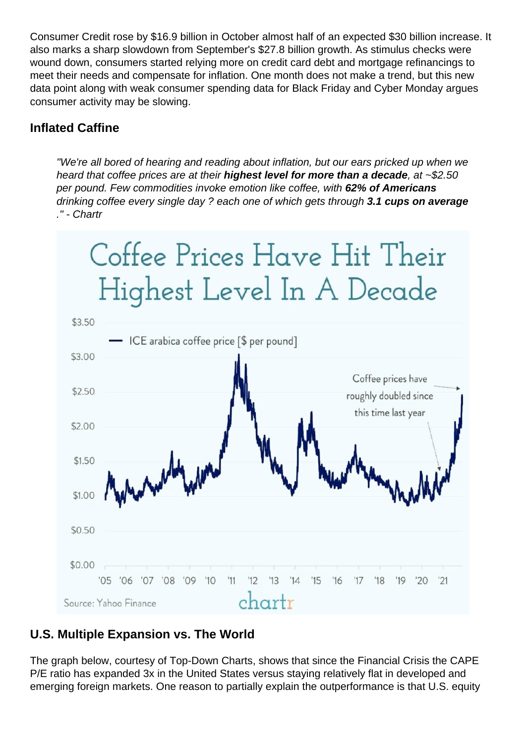Consumer Credit rose by $16.9 billion in October almost half of an expected $30 billion increase. It also marks a sharp slowdown from September's $27.8 billion growth. As stimulus checks were wound down, consumers started relying more on credit card debt and mortgage refinancings to meet their needs and compensate for inflation. One month does not make a trend, but this new data point along with weak consumer spending data for Black Friday and Cyber Monday argues consumer activity may be slowing.

### Inflated Caffine

> *"We're all bored of hearing and reading about inflation, but our ears pricked up when we heard that coffee prices are at their* ***highest level for more than a decade****, at ~$2.50 per pound. Few commodities invoke emotion like coffee, with* ***62% of Americans*** *drinking coffee every single day ? each one of which gets through* ***3.1 cups on average*** *." - Chartr*

### U.S. Multiple Expansion vs. The World

The graph below, courtesy of Top-Down Charts, shows that since the Financial Crisis the CAPE P/E ratio has expanded 3x in the United States versus staying relatively flat in developed and emerging foreign markets. One reason to partially explain the outperformance is that U.S. equity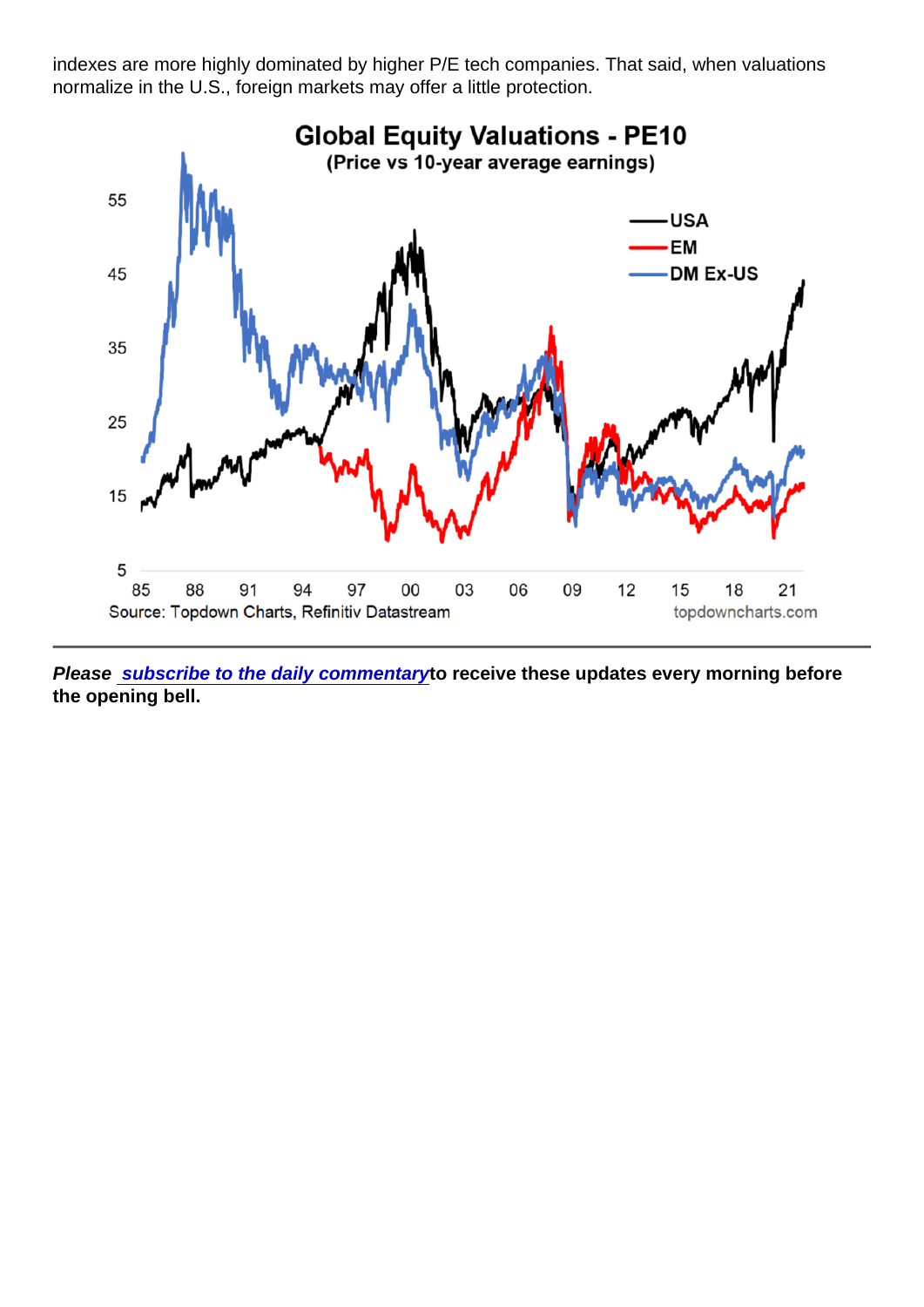indexes are more highly dominated by higher P/E tech companies. That said, when valuations normalize in the U.S., foreign markets may offer a little protection.

Global Equity Valuations - PE10

(Price vs 10-year average earnings)

USA
EM
DM Ex-US

55
45
35
25
15
5

85 88 91 94 97 00 03 06 09 12 15 18 21

Source: Topdown Charts, Refinitiv Datastream

topdowncharts.com

---

***Please*** [***subscribe to the daily commentary***]**to receive these updates every morning before the opening bell.**